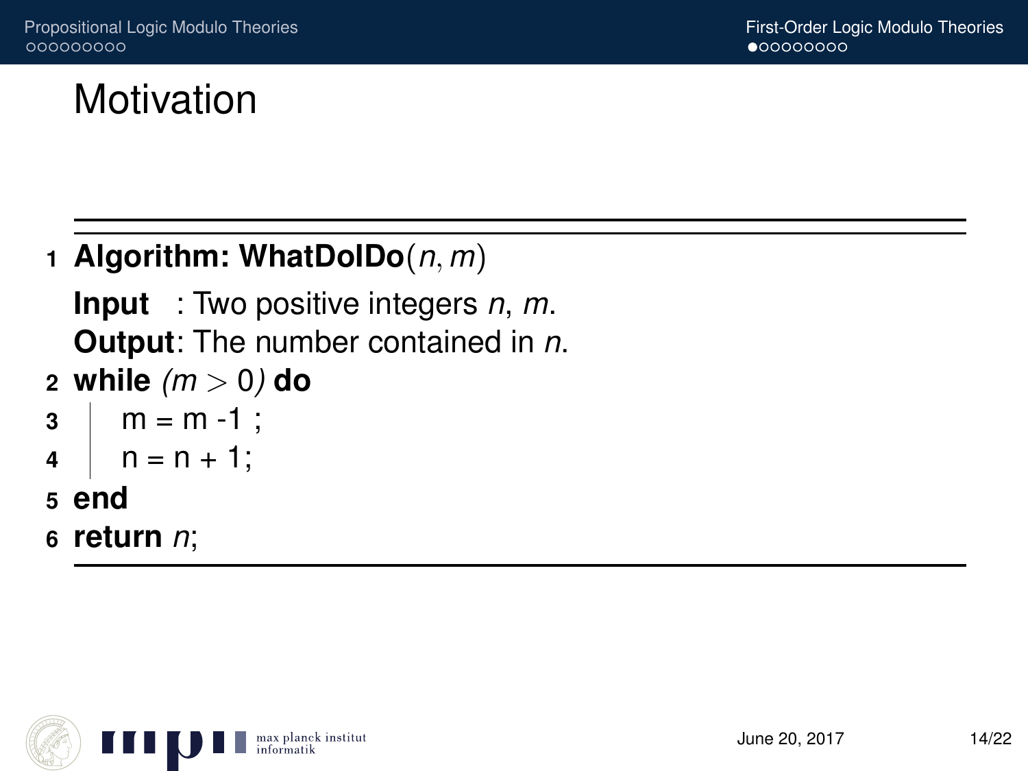# Motivation

```
1  Algorithm: WhatDoIDo(n, m)
   Input   : Two positive integers n, m.
   Output: The number contained in n.
2  while (m > 0) do
3  |    m = m -1 ;
4  |    n = n + 1;
5  end
6  return n;
```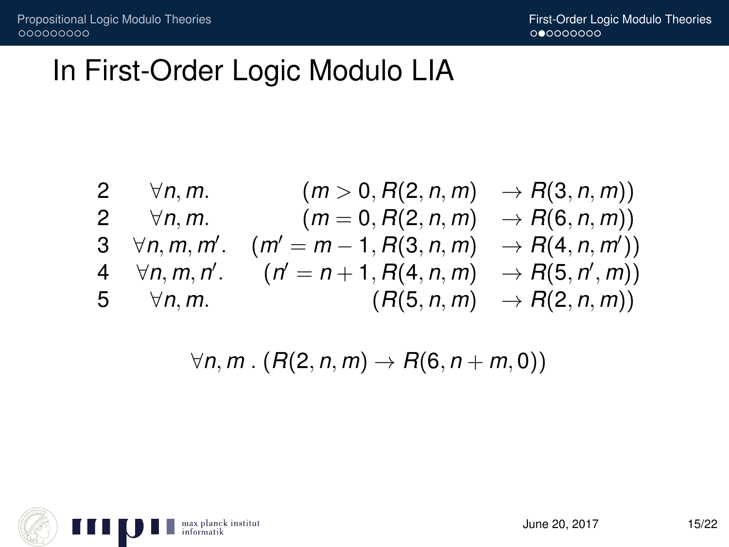# In First-Order Logic Modulo LIA

$$
\begin{array}{lllll}
2 & \forall n, m. & (m > 0, R(2,n,m) & \rightarrow R(3,n,m)) \\
2 & \forall n, m. & (m = 0, R(2,n,m) & \rightarrow R(6,n,m)) \\
3 & \forall n, m, m'. & (m' = m - 1, R(3,n,m) & \rightarrow R(4,n,m')) \\
4 & \forall n, m, n'. & (n' = n + 1, R(4,n,m) & \rightarrow R(5,n',m)) \\
5 & \forall n, m. & (R(5,n,m) & \rightarrow R(2,n,m))
\end{array}
$$

$$
\forall n, m \,.\, (R(2,n,m) \rightarrow R(6, n+m, 0))
$$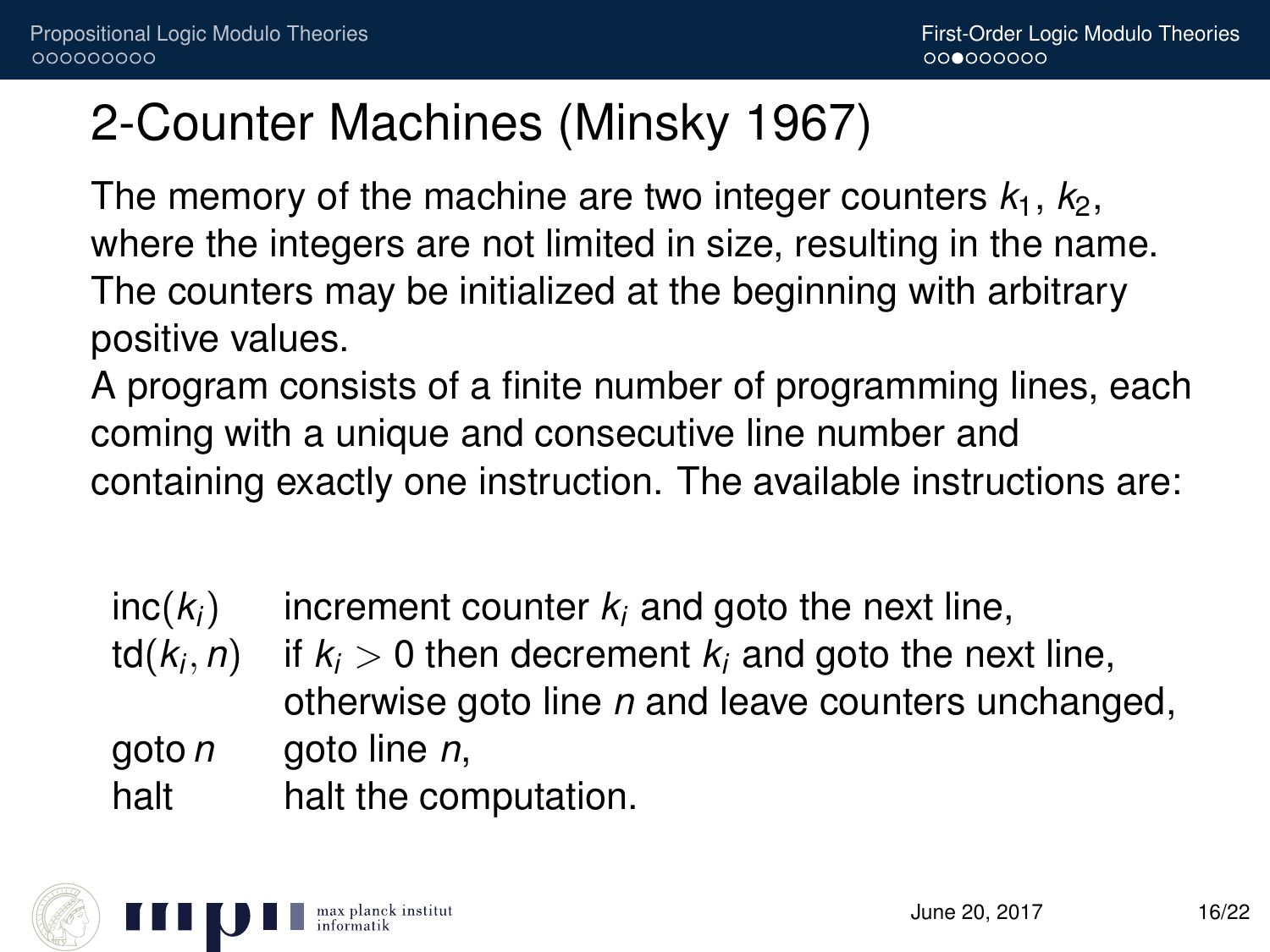# 2-Counter Machines (Minsky 1967)

The memory of the machine are two integer counters $k_1$, $k_2$, where the integers are not limited in size, resulting in the name. The counters may be initialized at the beginning with arbitrary positive values.

A program consists of a finite number of programming lines, each coming with a unique and consecutive line number and containing exactly one instruction. The available instructions are:

| | |
|---|---|
| inc($k_i$) | increment counter $k_i$ and goto the next line, |
| td($k_i, n$) | if $k_i > 0$ then decrement $k_i$ and goto the next line, otherwise goto line $n$ and leave counters unchanged, |
| goto $n$ | goto line $n$, |
| halt | halt the computation. |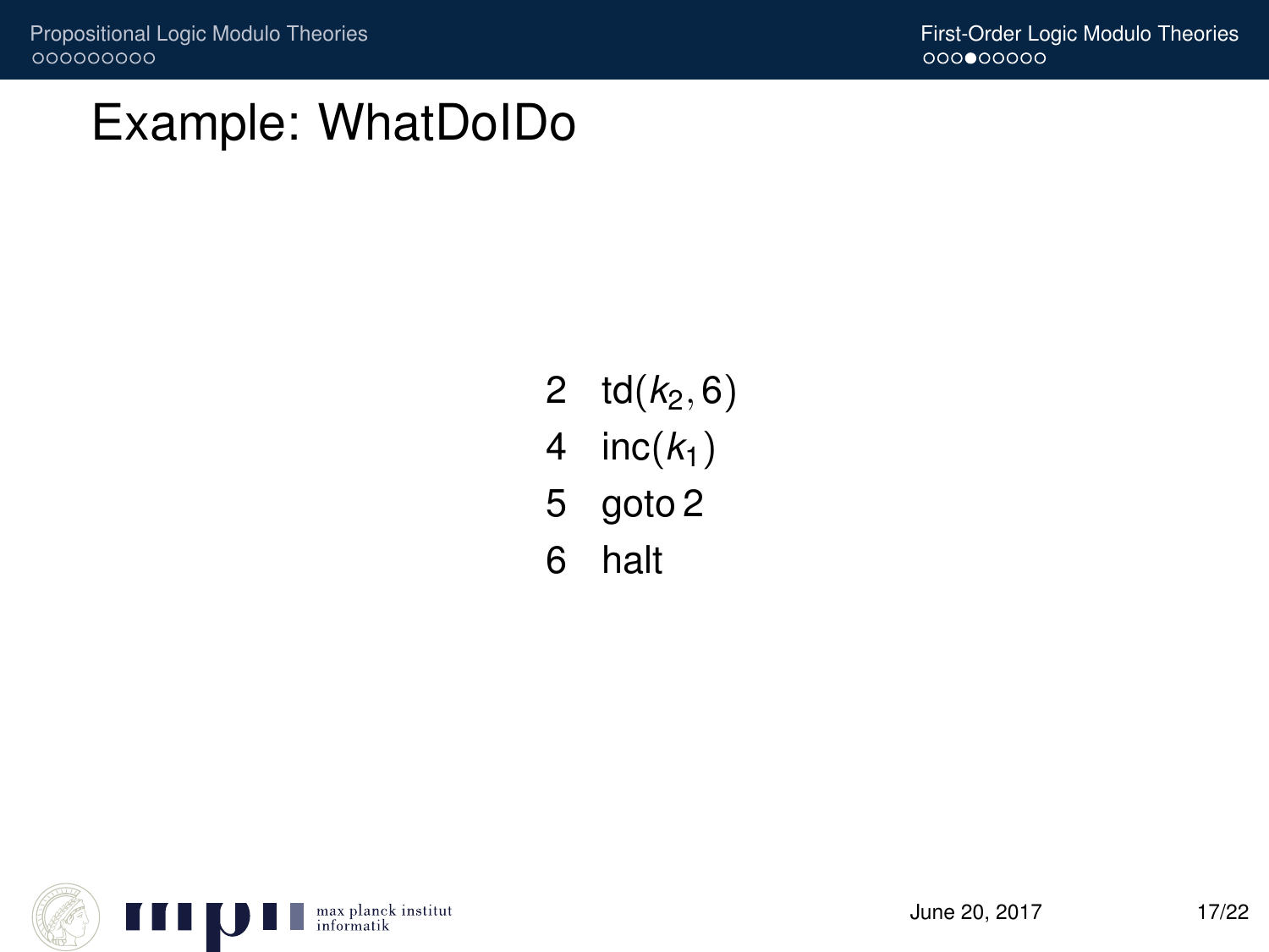# Example: WhatDoIDo

2  $\mathrm{td}(k_2, 6)$
4  $\mathrm{inc}(k_1)$
5  goto 2
6  halt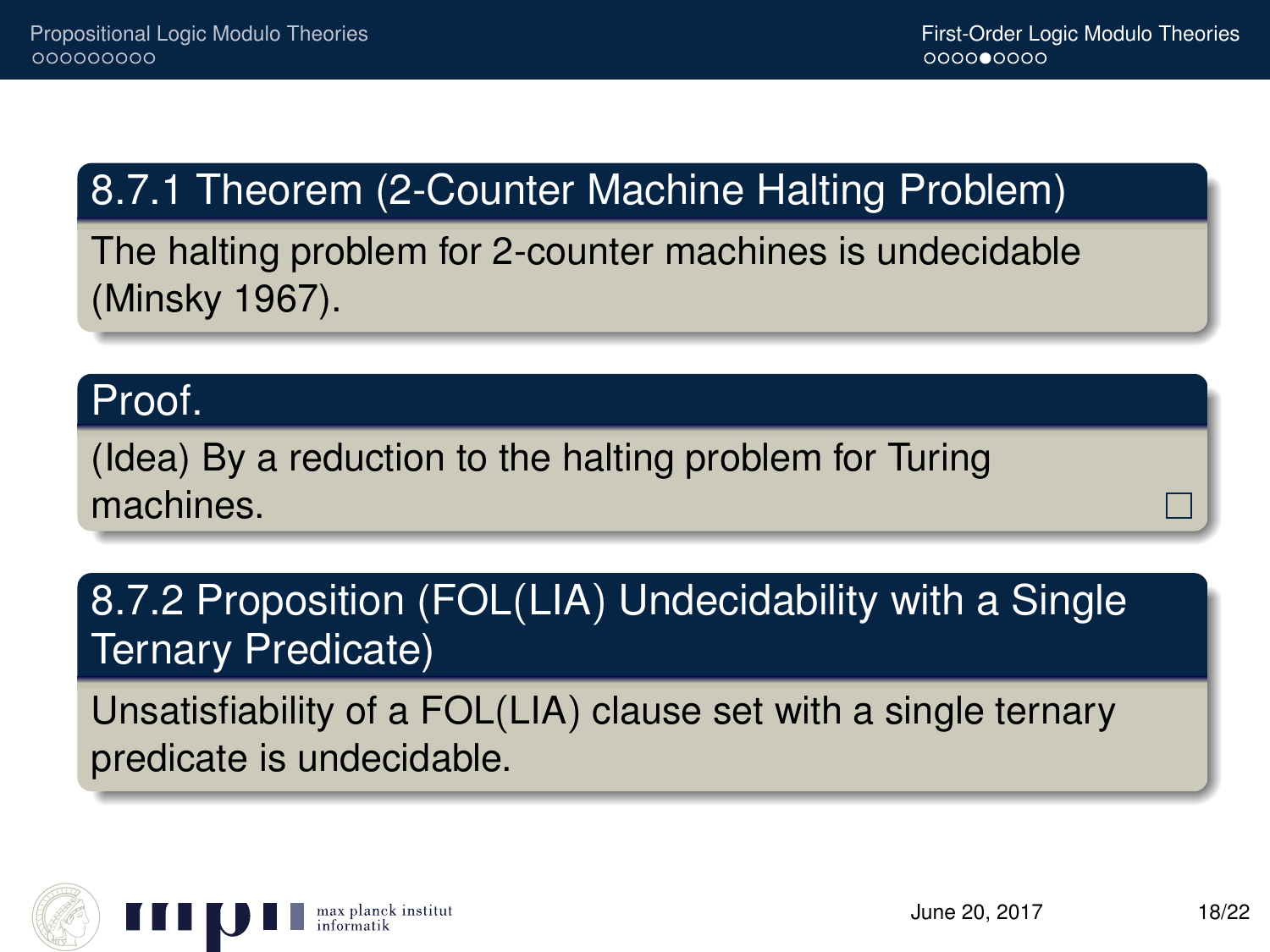**8.7.1 Theorem (2-Counter Machine Halting Problem)**

The halting problem for 2-counter machines is undecidable (Minsky 1967).

**Proof.**

(Idea) By a reduction to the halting problem for Turing machines. □

**8.7.2 Proposition (FOL(LIA) Undecidability with a Single Ternary Predicate)**

Unsatisfiability of a FOL(LIA) clause set with a single ternary predicate is undecidable.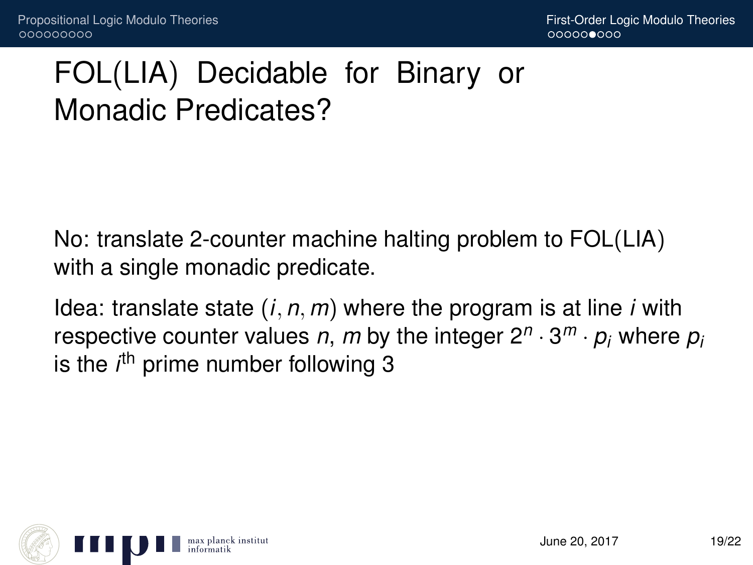# FOL(LIA) Decidable for Binary or Monadic Predicates?

No: translate 2-counter machine halting problem to FOL(LIA) with a single monadic predicate.

Idea: translate state $(i, n, m)$ where the program is at line $i$ with respective counter values $n$, $m$ by the integer $2^n \cdot 3^m \cdot p_i$ where $p_i$ is the $i^{\text{th}}$ prime number following 3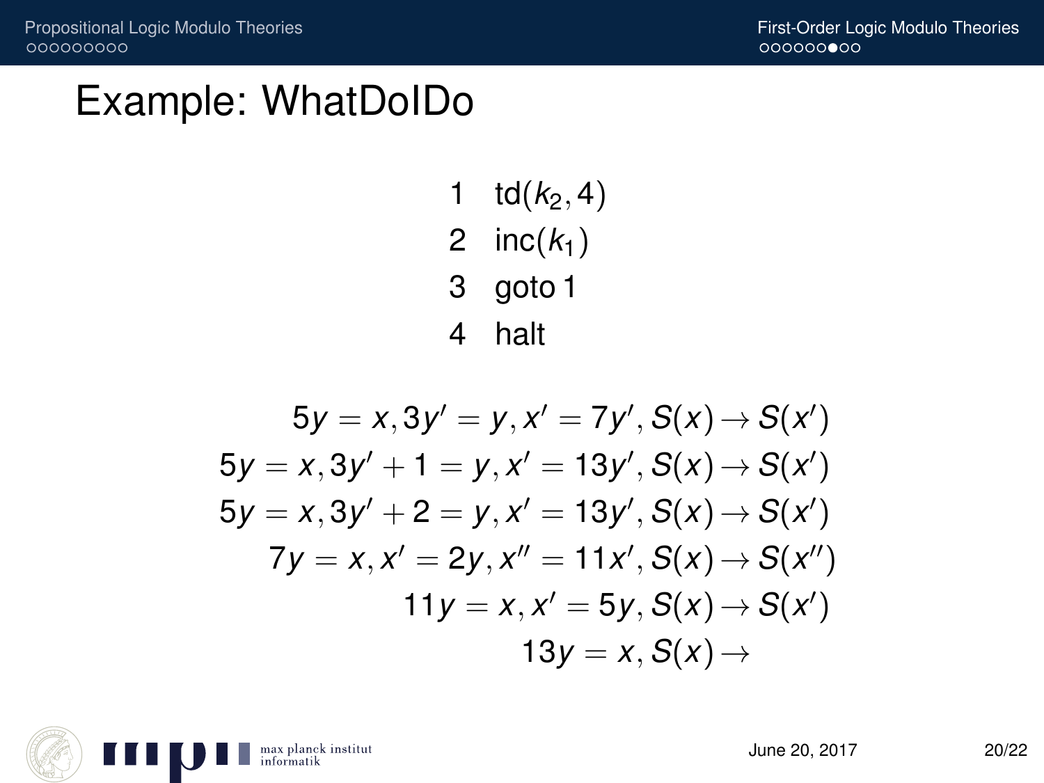# Example: WhatDoIDo

1 td($k_2$, 4)
2 inc($k_1$)
3 goto 1
4 halt

$$5y = x, 3y' = y, x' = 7y', S(x) \rightarrow S(x')$$
$$5y = x, 3y' + 1 = y, x' = 13y', S(x) \rightarrow S(x')$$
$$5y = x, 3y' + 2 = y, x' = 13y', S(x) \rightarrow S(x')$$
$$7y = x, x' = 2y, x'' = 11x', S(x) \rightarrow S(x'')$$
$$11y = x, x' = 5y, S(x) \rightarrow S(x')$$
$$13y = x, S(x) \rightarrow$$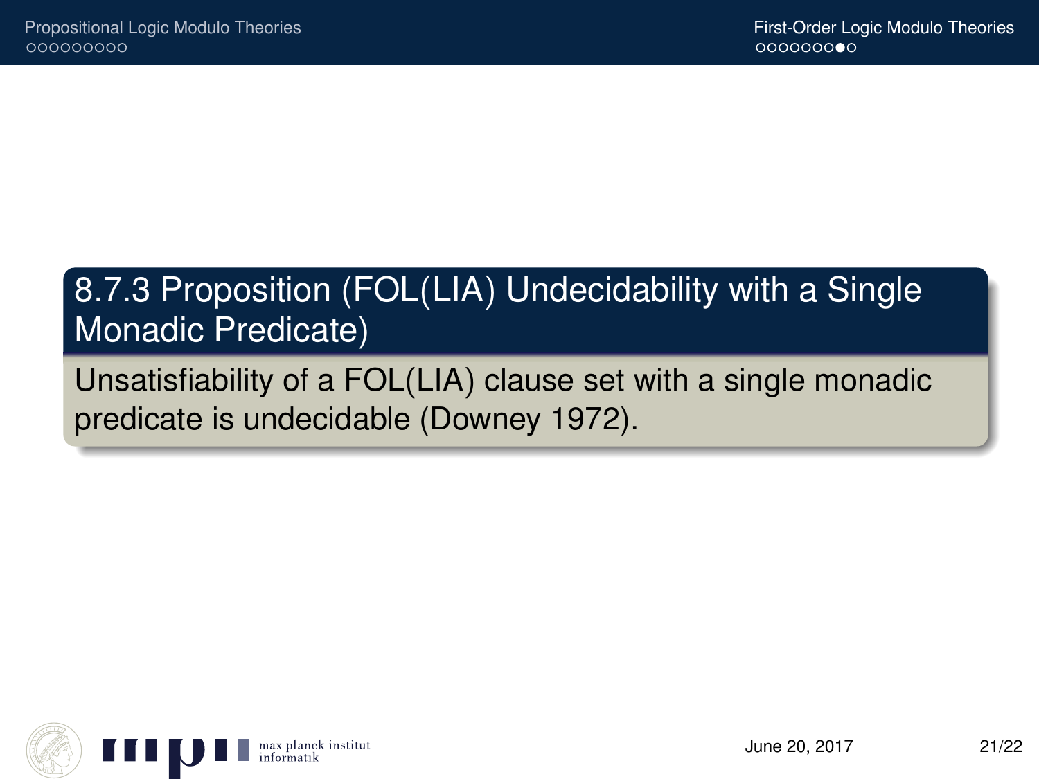**8.7.3 Proposition (FOL(LIA) Undecidability with a Single Monadic Predicate)**

Unsatisfiability of a FOL(LIA) clause set with a single monadic predicate is undecidable (Downey 1972).